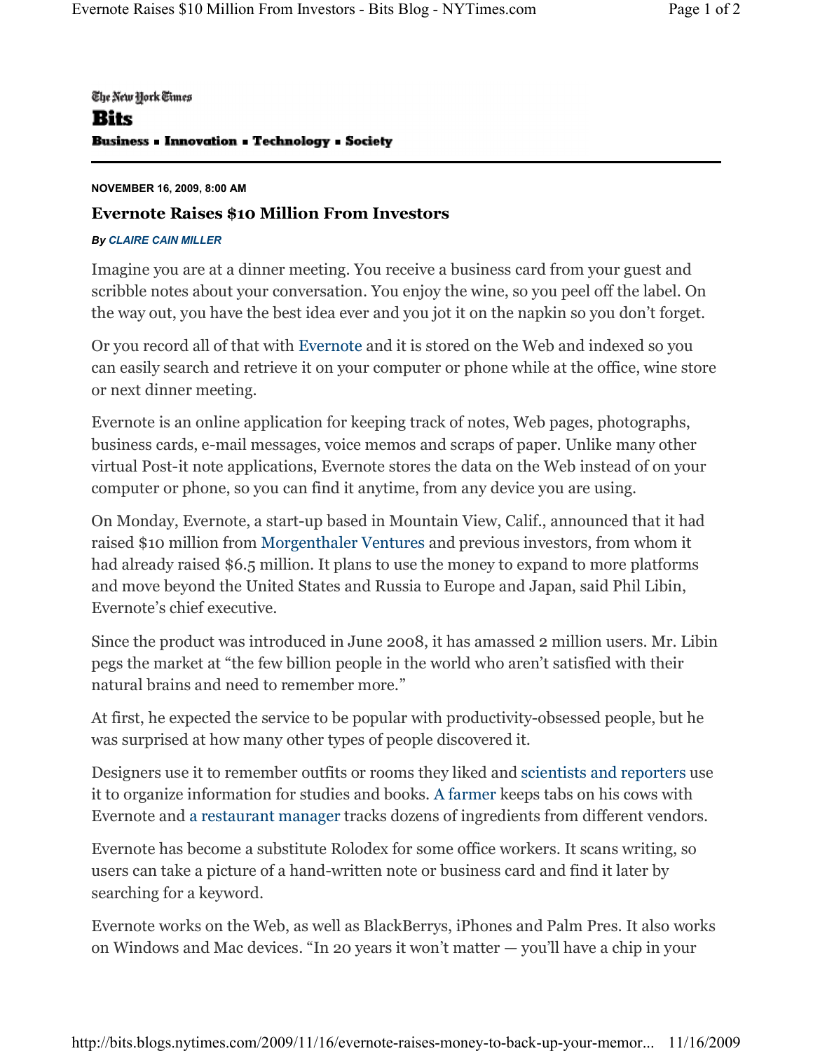The New York Times

**Bits**

**Business ▪ Innovation ▪ Technology ▪ Society**

---

**NOVEMBER 16, 2009, 8:00 AM**

## Evernote Raises $10 Million From Investors

***By CLAIRE CAIN MILLER***

Imagine you are at a dinner meeting. You receive a business card from your guest and scribble notes about your conversation. You enjoy the wine, so you peel off the label. On the way out, you have the best idea ever and you jot it on the napkin so you don't forget.

Or you record all of that with Evernote and it is stored on the Web and indexed so you can easily search and retrieve it on your computer or phone while at the office, wine store or next dinner meeting.

Evernote is an online application for keeping track of notes, Web pages, photographs, business cards, e-mail messages, voice memos and scraps of paper. Unlike many other virtual Post-it note applications, Evernote stores the data on the Web instead of on your computer or phone, so you can find it anytime, from any device you are using.

On Monday, Evernote, a start-up based in Mountain View, Calif., announced that it had raised $10 million from Morgenthaler Ventures and previous investors, from whom it had already raised $6.5 million. It plans to use the money to expand to more platforms and move beyond the United States and Russia to Europe and Japan, said Phil Libin, Evernote's chief executive.

Since the product was introduced in June 2008, it has amassed 2 million users. Mr. Libin pegs the market at "the few billion people in the world who aren't satisfied with their natural brains and need to remember more."

At first, he expected the service to be popular with productivity-obsessed people, but he was surprised at how many other types of people discovered it.

Designers use it to remember outfits or rooms they liked and scientists and reporters use it to organize information for studies and books. A farmer keeps tabs on his cows with Evernote and a restaurant manager tracks dozens of ingredients from different vendors.

Evernote has become a substitute Rolodex for some office workers. It scans writing, so users can take a picture of a hand-written note or business card and find it later by searching for a keyword.

Evernote works on the Web, as well as BlackBerrys, iPhones and Palm Pres. It also works on Windows and Mac devices. "In 20 years it won't matter — you'll have a chip in your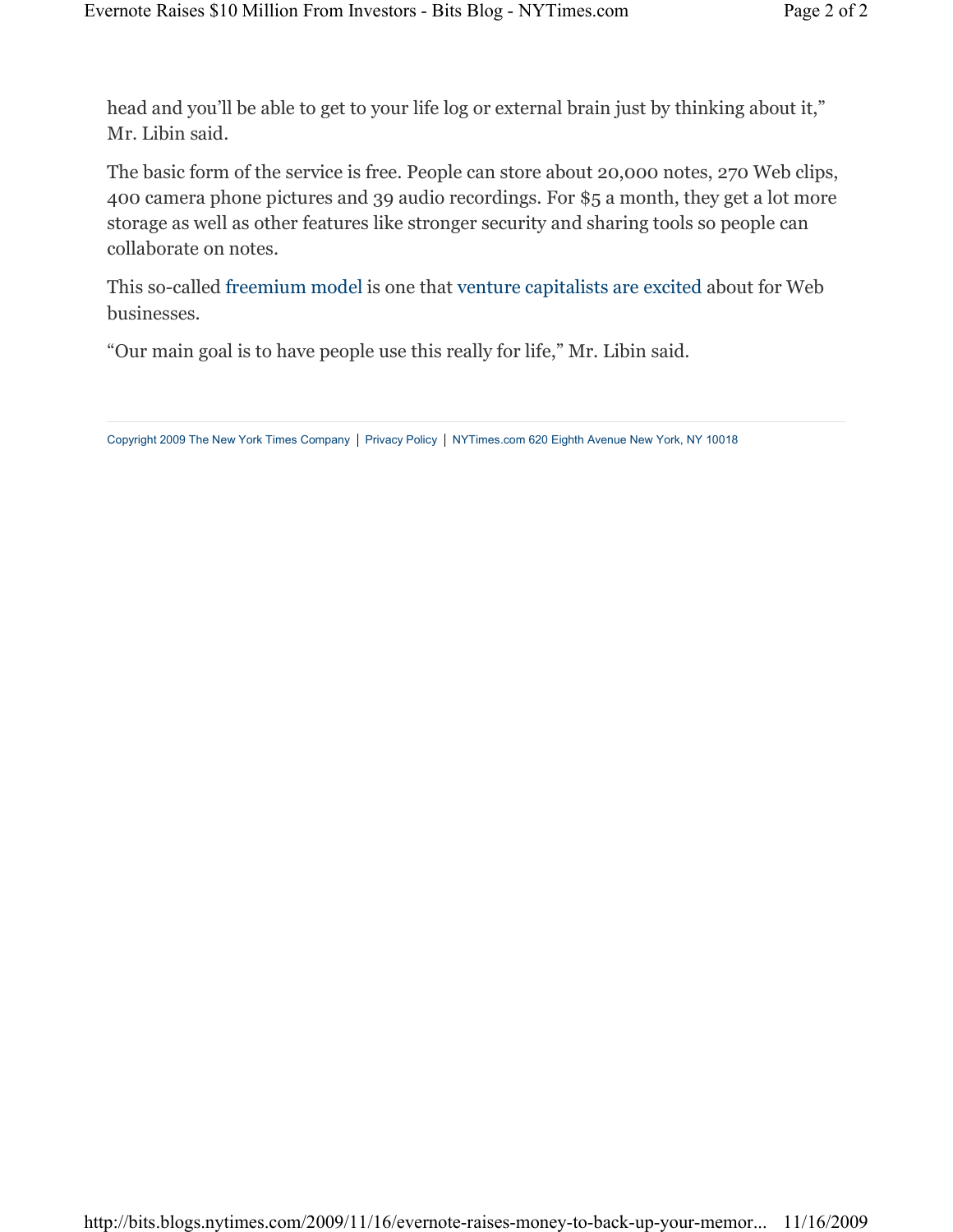head and you'll be able to get to your life log or external brain just by thinking about it," Mr. Libin said.

The basic form of the service is free. People can store about 20,000 notes, 270 Web clips, 400 camera phone pictures and 39 audio recordings. For $5 a month, they get a lot more storage as well as other features like stronger security and sharing tools so people can collaborate on notes.

This so-called freemium model is one that venture capitalists are excited about for Web businesses.

"Our main goal is to have people use this really for life," Mr. Libin said.

Copyright 2009 The New York Times Company | Privacy Policy | NYTimes.com 620 Eighth Avenue New York, NY 10018